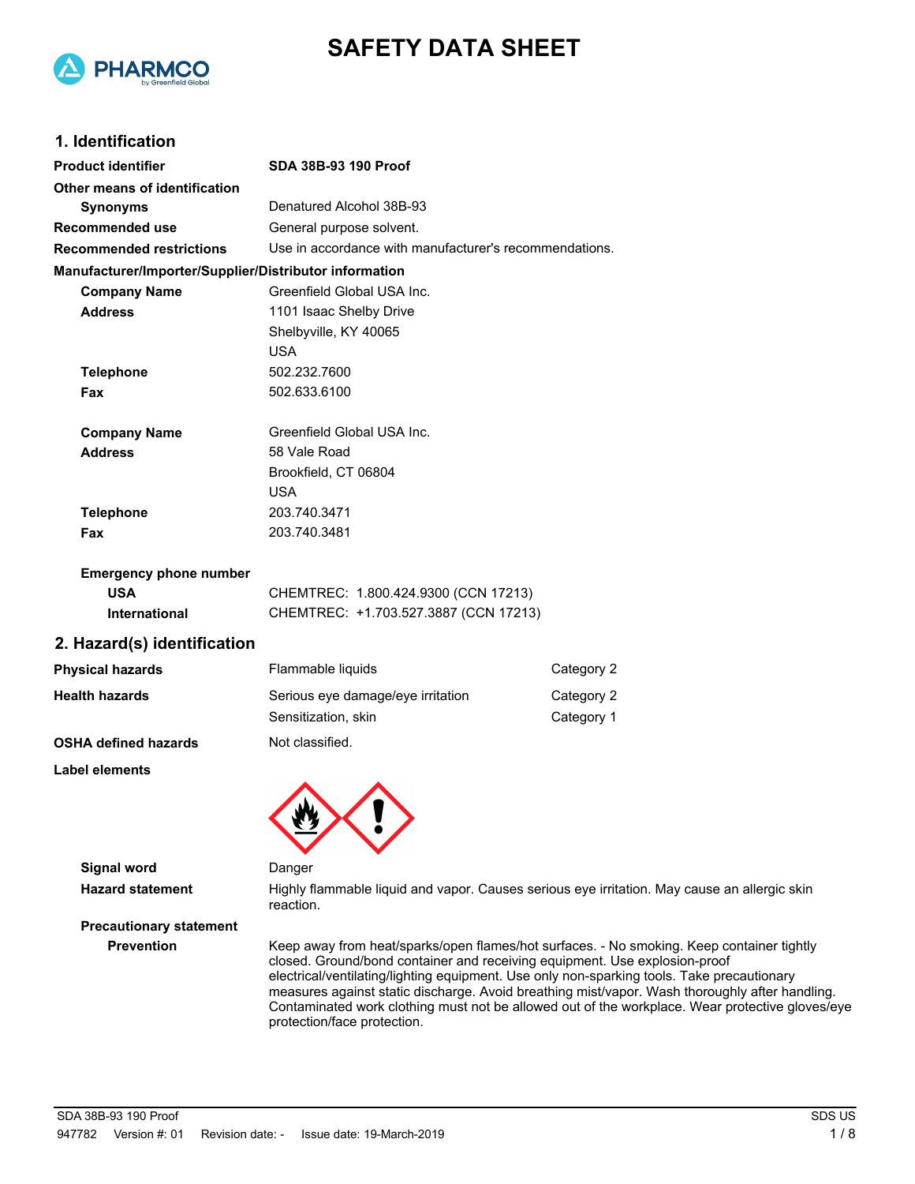# SAFETY DATA SHEET

## 1. Identification

**Product identifier** **SDA 38B-93 190 Proof**

**Other means of identification**

**Synonyms** Denatured Alcohol 38B-93

**Recommended use** General purpose solvent.

**Recommended restrictions** Use in accordance with manufacturer's recommendations.

**Manufacturer/Importer/Supplier/Distributor information**

**Company Name** Greenfield Global USA Inc.
**Address** 1101 Isaac Shelby Drive
Shelbyville, KY 40065
USA
**Telephone** 502.232.7600
**Fax** 502.633.6100

**Company Name** Greenfield Global USA Inc.
**Address** 58 Vale Road
Brookfield, CT 06804
USA
**Telephone** 203.740.3471
**Fax** 203.740.3481

**Emergency phone number**
**USA** CHEMTREC: 1.800.424.9300 (CCN 17213)
**International** CHEMTREC: +1.703.527.3887 (CCN 17213)

## 2. Hazard(s) identification

| | | |
|---|---|---|
| **Physical hazards** | Flammable liquids | Category 2 |
| **Health hazards** | Serious eye damage/eye irritation | Category 2 |
| | Sensitization, skin | Category 1 |
| **OSHA defined hazards** | Not classified. | |

**Label elements**

**Signal word** Danger

**Hazard statement** Highly flammable liquid and vapor. Causes serious eye irritation. May cause an allergic skin reaction.

**Precautionary statement**

**Prevention** Keep away from heat/sparks/open flames/hot surfaces. - No smoking. Keep container tightly closed. Ground/bond container and receiving equipment. Use explosion-proof electrical/ventilating/lighting equipment. Use only non-sparking tools. Take precautionary measures against static discharge. Avoid breathing mist/vapor. Wash thoroughly after handling. Contaminated work clothing must not be allowed out of the workplace. Wear protective gloves/eye protection/face protection.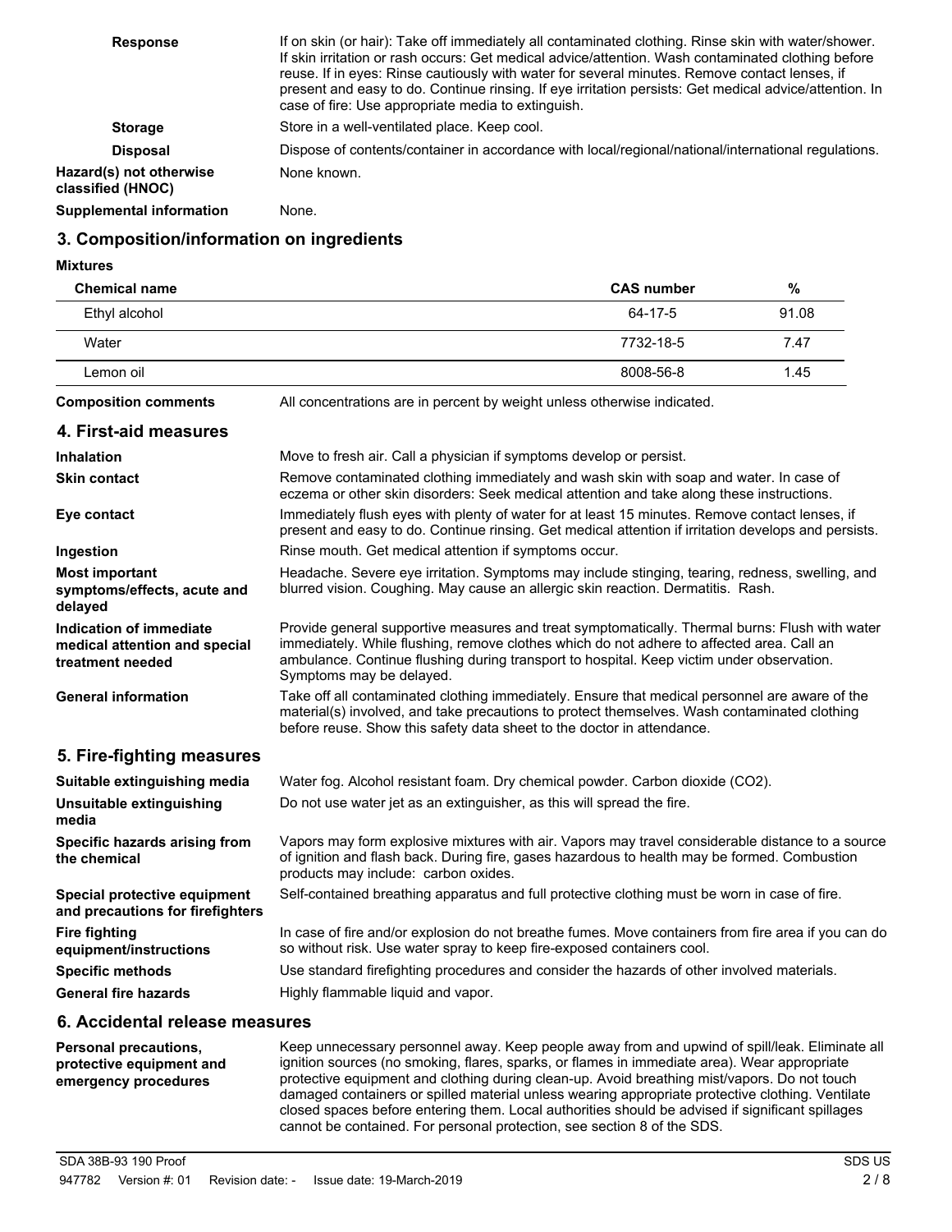**Response**

If on skin (or hair): Take off immediately all contaminated clothing. Rinse skin with water/shower. If skin irritation or rash occurs: Get medical advice/attention. Wash contaminated clothing before reuse. If in eyes: Rinse cautiously with water for several minutes. Remove contact lenses, if present and easy to do. Continue rinsing. If eye irritation persists: Get medical advice/attention. In case of fire: Use appropriate media to extinguish.

**Storage**

Store in a well-ventilated place. Keep cool.

**Disposal**

Dispose of contents/container in accordance with local/regional/national/international regulations.

**Hazard(s) not otherwise classified (HNOC)**

None known.

**Supplemental information**

None.

## 3. Composition/information on ingredients

**Mixtures**

| Chemical name | CAS number | % |
|---|---|---|
| Ethyl alcohol | 64-17-5 | 91.08 |
| Water | 7732-18-5 | 7.47 |
| Lemon oil | 8008-56-8 | 1.45 |

**Composition comments**

All concentrations are in percent by weight unless otherwise indicated.

## 4. First-aid measures

**Inhalation**

Move to fresh air. Call a physician if symptoms develop or persist.

**Skin contact**

Remove contaminated clothing immediately and wash skin with soap and water. In case of eczema or other skin disorders: Seek medical attention and take along these instructions.

**Eye contact**

Immediately flush eyes with plenty of water for at least 15 minutes. Remove contact lenses, if present and easy to do. Continue rinsing. Get medical attention if irritation develops and persists.

**Ingestion**

Rinse mouth. Get medical attention if symptoms occur.

**Most important symptoms/effects, acute and delayed**

Headache. Severe eye irritation. Symptoms may include stinging, tearing, redness, swelling, and blurred vision. Coughing. May cause an allergic skin reaction. Dermatitis. Rash.

**Indication of immediate medical attention and special treatment needed**

Provide general supportive measures and treat symptomatically. Thermal burns: Flush with water immediately. While flushing, remove clothes which do not adhere to affected area. Call an ambulance. Continue flushing during transport to hospital. Keep victim under observation. Symptoms may be delayed.

**General information**

Take off all contaminated clothing immediately. Ensure that medical personnel are aware of the material(s) involved, and take precautions to protect themselves. Wash contaminated clothing before reuse. Show this safety data sheet to the doctor in attendance.

## 5. Fire-fighting measures

**Suitable extinguishing media**

Water fog. Alcohol resistant foam. Dry chemical powder. Carbon dioxide ($CO_2$).

**Unsuitable extinguishing media**

Do not use water jet as an extinguisher, as this will spread the fire.

**Specific hazards arising from the chemical**

Vapors may form explosive mixtures with air. Vapors may travel considerable distance to a source of ignition and flash back. During fire, gases hazardous to health may be formed. Combustion products may include: carbon oxides.

**Special protective equipment and precautions for firefighters**

Self-contained breathing apparatus and full protective clothing must be worn in case of fire.

**Fire fighting equipment/instructions**

In case of fire and/or explosion do not breathe fumes. Move containers from fire area if you can do so without risk. Use water spray to keep fire-exposed containers cool.

**Specific methods**

Use standard firefighting procedures and consider the hazards of other involved materials.

**General fire hazards**

Highly flammable liquid and vapor.

## 6. Accidental release measures

**Personal precautions, protective equipment and emergency procedures**

Keep unnecessary personnel away. Keep people away from and upwind of spill/leak. Eliminate all ignition sources (no smoking, flares, sparks, or flames in immediate area). Wear appropriate protective equipment and clothing during clean-up. Avoid breathing mist/vapors. Do not touch damaged containers or spilled material unless wearing appropriate protective clothing. Ventilate closed spaces before entering them. Local authorities should be advised if significant spillages cannot be contained. For personal protection, see section 8 of the SDS.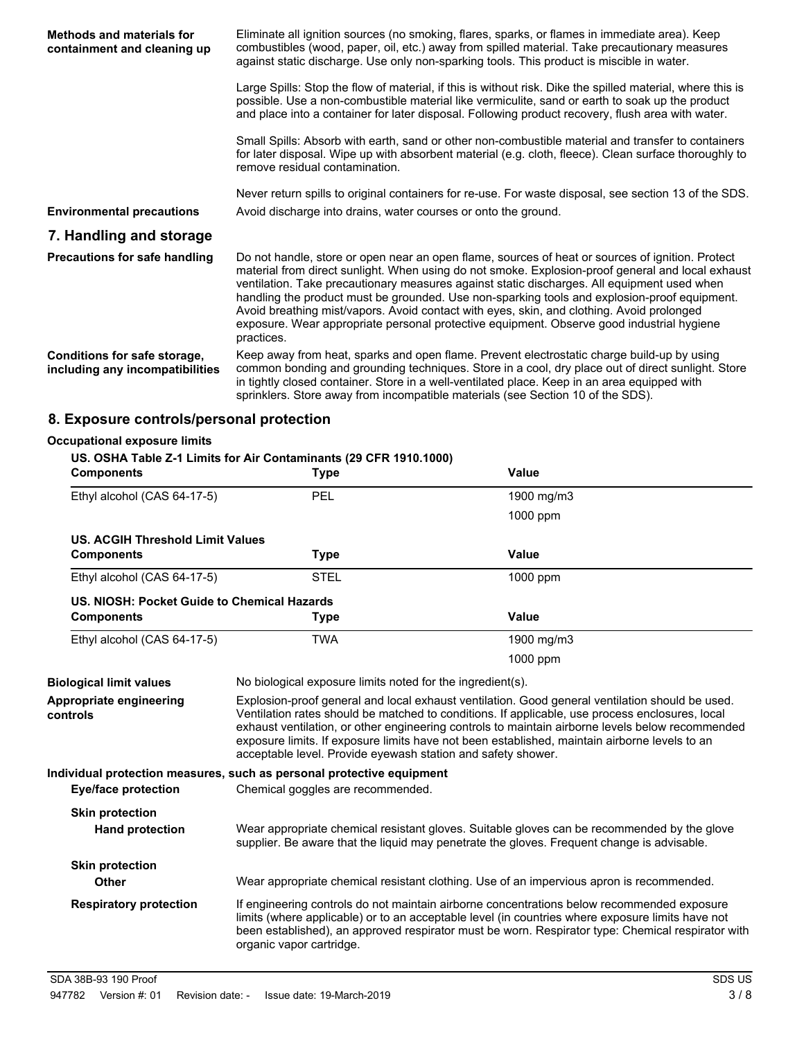**Methods and materials for containment and cleaning up**

Eliminate all ignition sources (no smoking, flares, sparks, or flames in immediate area). Keep combustibles (wood, paper, oil, etc.) away from spilled material. Take precautionary measures against static discharge. Use only non-sparking tools. This product is miscible in water.

Large Spills: Stop the flow of material, if this is without risk. Dike the spilled material, where this is possible. Use a non-combustible material like vermiculite, sand or earth to soak up the product and place into a container for later disposal. Following product recovery, flush area with water.

Small Spills: Absorb with earth, sand or other non-combustible material and transfer to containers for later disposal. Wipe up with absorbent material (e.g. cloth, fleece). Clean surface thoroughly to remove residual contamination.

Never return spills to original containers for re-use. For waste disposal, see section 13 of the SDS.

**Environmental precautions**

Avoid discharge into drains, water courses or onto the ground.

## 7. Handling and storage

**Precautions for safe handling**

Do not handle, store or open near an open flame, sources of heat or sources of ignition. Protect material from direct sunlight. When using do not smoke. Explosion-proof general and local exhaust ventilation. Take precautionary measures against static discharges. All equipment used when handling the product must be grounded. Use non-sparking tools and explosion-proof equipment. Avoid breathing mist/vapors. Avoid contact with eyes, skin, and clothing. Avoid prolonged exposure. Wear appropriate personal protective equipment. Observe good industrial hygiene practices.

**Conditions for safe storage, including any incompatibilities**

Keep away from heat, sparks and open flame. Prevent electrostatic charge build-up by using common bonding and grounding techniques. Store in a cool, dry place out of direct sunlight. Store in tightly closed container. Store in a well-ventilated place. Keep in an area equipped with sprinklers. Store away from incompatible materials (see Section 10 of the SDS).

## 8. Exposure controls/personal protection

**Occupational exposure limits**

**US. OSHA Table Z-1 Limits for Air Contaminants (29 CFR 1910.1000)**

| Components | Type | Value |
|---|---|---|
| Ethyl alcohol (CAS 64-17-5) | PEL | 1900 mg/m3 |
| | | 1000 ppm |

**US. ACGIH Threshold Limit Values**

| Components | Type | Value |
|---|---|---|
| Ethyl alcohol (CAS 64-17-5) | STEL | 1000 ppm |

**US. NIOSH: Pocket Guide to Chemical Hazards**

| Components | Type | Value |
|---|---|---|
| Ethyl alcohol (CAS 64-17-5) | TWA | 1900 mg/m3 |
| | | 1000 ppm |

**Biological limit values**

No biological exposure limits noted for the ingredient(s).

**Appropriate engineering controls**

Explosion-proof general and local exhaust ventilation. Good general ventilation should be used. Ventilation rates should be matched to conditions. If applicable, use process enclosures, local exhaust ventilation, or other engineering controls to maintain airborne levels below recommended exposure limits. If exposure limits have not been established, maintain airborne levels to an acceptable level. Provide eyewash station and safety shower.

**Individual protection measures, such as personal protective equipment**

**Eye/face protection**

Chemical goggles are recommended.

**Skin protection**

**Hand protection**

Wear appropriate chemical resistant gloves. Suitable gloves can be recommended by the glove supplier. Be aware that the liquid may penetrate the gloves. Frequent change is advisable.

**Skin protection**

**Other**

Wear appropriate chemical resistant clothing. Use of an impervious apron is recommended.

**Respiratory protection**

If engineering controls do not maintain airborne concentrations below recommended exposure limits (where applicable) or to an acceptable level (in countries where exposure limits have not been established), an approved respirator must be worn. Respirator type: Chemical respirator with organic vapor cartridge.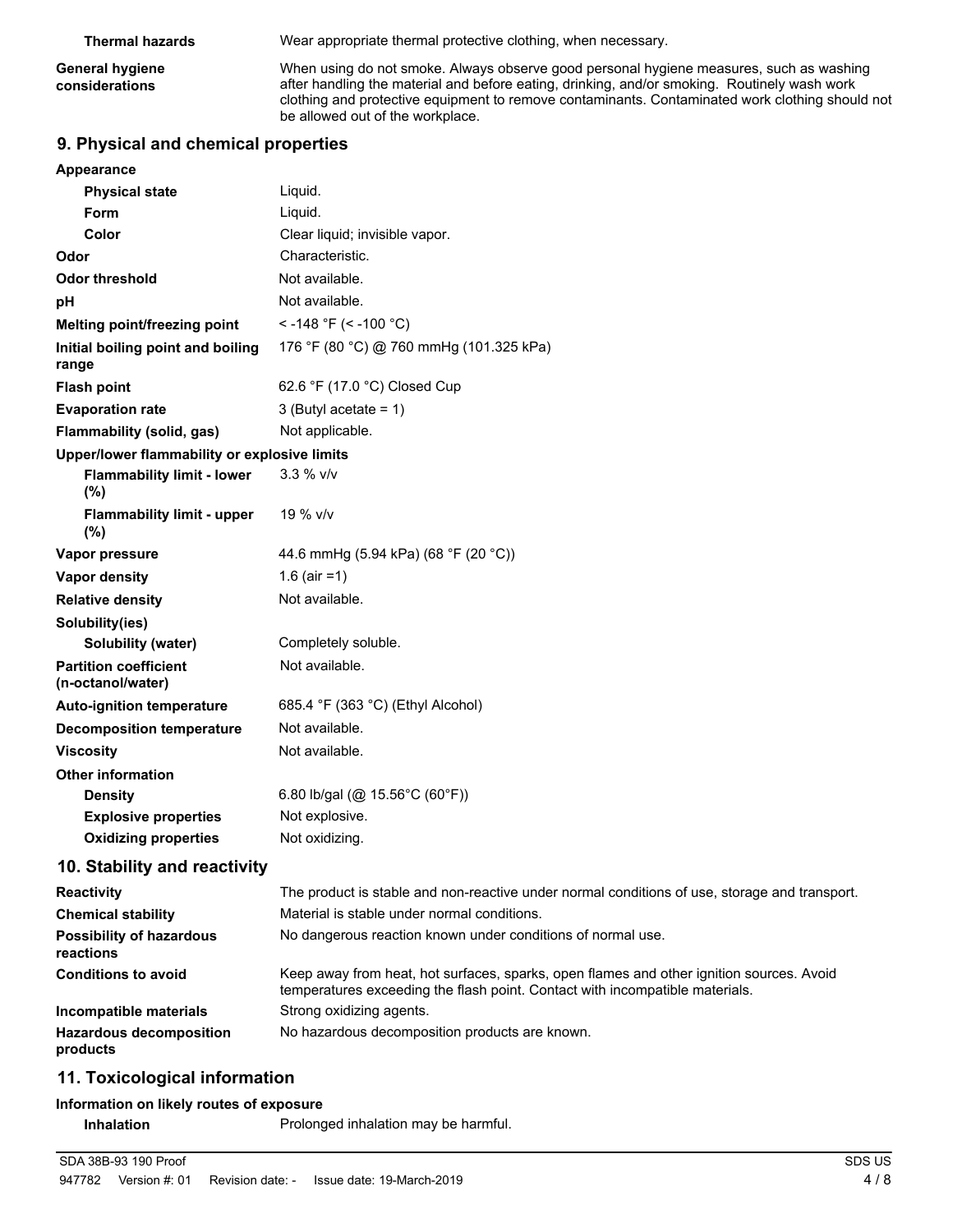| | |
|---|---|
| **Thermal hazards** | Wear appropriate thermal protective clothing, when necessary. |
| **General hygiene considerations** | When using do not smoke. Always observe good personal hygiene measures, such as washing after handling the material and before eating, drinking, and/or smoking. Routinely wash work clothing and protective equipment to remove contaminants. Contaminated work clothing should not be allowed out of the workplace. |

## 9. Physical and chemical properties

| | |
|---|---|
| **Appearance** | |
| **Physical state** | Liquid. |
| **Form** | Liquid. |
| **Color** | Clear liquid; invisible vapor. |
| **Odor** | Characteristic. |
| **Odor threshold** | Not available. |
| **pH** | Not available. |
| **Melting point/freezing point** | < -148 °F (< -100 °C) |
| **Initial boiling point and boiling range** | 176 °F (80 °C) @ 760 mmHg (101.325 kPa) |
| **Flash point** | 62.6 °F (17.0 °C) Closed Cup |
| **Evaporation rate** | 3 (Butyl acetate = 1) |
| **Flammability (solid, gas)** | Not applicable. |
| **Upper/lower flammability or explosive limits** | |
| **Flammability limit - lower (%)** | 3.3 % v/v |
| **Flammability limit - upper (%)** | 19 % v/v |
| **Vapor pressure** | 44.6 mmHg (5.94 kPa) (68 °F (20 °C)) |
| **Vapor density** | 1.6 (air =1) |
| **Relative density** | Not available. |
| **Solubility(ies)** | |
| **Solubility (water)** | Completely soluble. |
| **Partition coefficient (n-octanol/water)** | Not available. |
| **Auto-ignition temperature** | 685.4 °F (363 °C) (Ethyl Alcohol) |
| **Decomposition temperature** | Not available. |
| **Viscosity** | Not available. |
| **Other information** | |
| **Density** | 6.80 lb/gal (@ 15.56°C (60°F)) |
| **Explosive properties** | Not explosive. |
| **Oxidizing properties** | Not oxidizing. |

## 10. Stability and reactivity

| | |
|---|---|
| **Reactivity** | The product is stable and non-reactive under normal conditions of use, storage and transport. |
| **Chemical stability** | Material is stable under normal conditions. |
| **Possibility of hazardous reactions** | No dangerous reaction known under conditions of normal use. |
| **Conditions to avoid** | Keep away from heat, hot surfaces, sparks, open flames and other ignition sources. Avoid temperatures exceeding the flash point. Contact with incompatible materials. |
| **Incompatible materials** | Strong oxidizing agents. |
| **Hazardous decomposition products** | No hazardous decomposition products are known. |

## 11. Toxicological information

**Information on likely routes of exposure**

| | |
|---|---|
| **Inhalation** | Prolonged inhalation may be harmful. |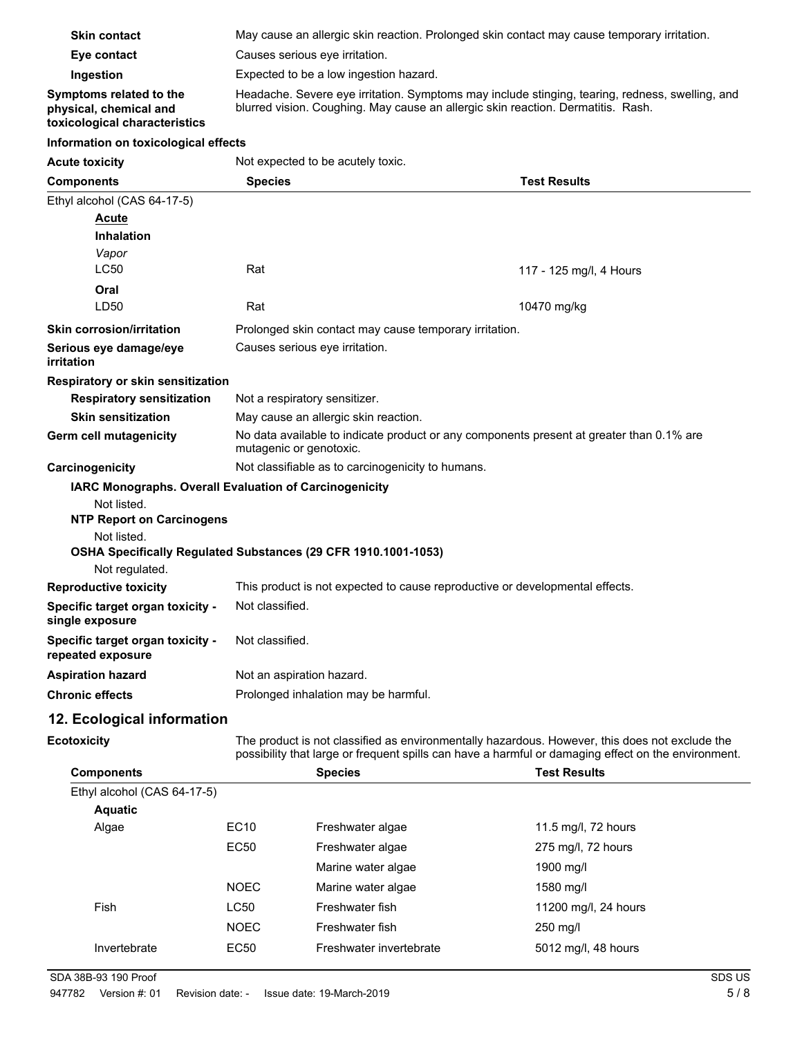| | |
|---|---|
| **Skin contact** | May cause an allergic skin reaction. Prolonged skin contact may cause temporary irritation. |
| **Eye contact** | Causes serious eye irritation. |
| **Ingestion** | Expected to be a low ingestion hazard. |
| **Symptoms related to the physical, chemical and toxicological characteristics** | Headache. Severe eye irritation. Symptoms may include stinging, tearing, redness, swelling, and blurred vision. Coughing. May cause an allergic skin reaction. Dermatitis. Rash. |

**Information on toxicological effects**

**Acute toxicity** Not expected to be acutely toxic.

| Components | Species | Test Results |
|---|---|---|
| Ethyl alcohol (CAS 64-17-5) | | |
| **Acute** | | |
| **Inhalation** | | |
| *Vapor* | | |
| LC50 | Rat | 117 - 125 mg/l, 4 Hours |
| **Oral** | | |
| LD50 | Rat | 10470 mg/kg |

| | |
|---|---|
| **Skin corrosion/irritation** | Prolonged skin contact may cause temporary irritation. |
| **Serious eye damage/eye irritation** | Causes serious eye irritation. |

**Respiratory or skin sensitization**

| | |
|---|---|
| **Respiratory sensitization** | Not a respiratory sensitizer. |
| **Skin sensitization** | May cause an allergic skin reaction. |
| **Germ cell mutagenicity** | No data available to indicate product or any components present at greater than 0.1% are mutagenic or genotoxic. |
| **Carcinogenicity** | Not classifiable as to carcinogenicity to humans. |

**IARC Monographs. Overall Evaluation of Carcinogenicity**

Not listed.

**NTP Report on Carcinogens**

Not listed.

**OSHA Specifically Regulated Substances (29 CFR 1910.1001-1053)**

Not regulated.

| | |
|---|---|
| **Reproductive toxicity** | This product is not expected to cause reproductive or developmental effects. |
| **Specific target organ toxicity - single exposure** | Not classified. |
| **Specific target organ toxicity - repeated exposure** | Not classified. |
| **Aspiration hazard** | Not an aspiration hazard. |
| **Chronic effects** | Prolonged inhalation may be harmful. |

## 12. Ecological information

**Ecotoxicity** The product is not classified as environmentally hazardous. However, this does not exclude the possibility that large or frequent spills can have a harmful or damaging effect on the environment.

| Components | | Species | Test Results |
|---|---|---|---|
| Ethyl alcohol (CAS 64-17-5) | | | |
| **Aquatic** | | | |
| Algae | EC10 | Freshwater algae | 11.5 mg/l, 72 hours |
| | EC50 | Freshwater algae | 275 mg/l, 72 hours |
| | | Marine water algae | 1900 mg/l |
| | NOEC | Marine water algae | 1580 mg/l |
| Fish | LC50 | Freshwater fish | 11200 mg/l, 24 hours |
| | NOEC | Freshwater fish | 250 mg/l |
| Invertebrate | EC50 | Freshwater invertebrate | 5012 mg/l, 48 hours |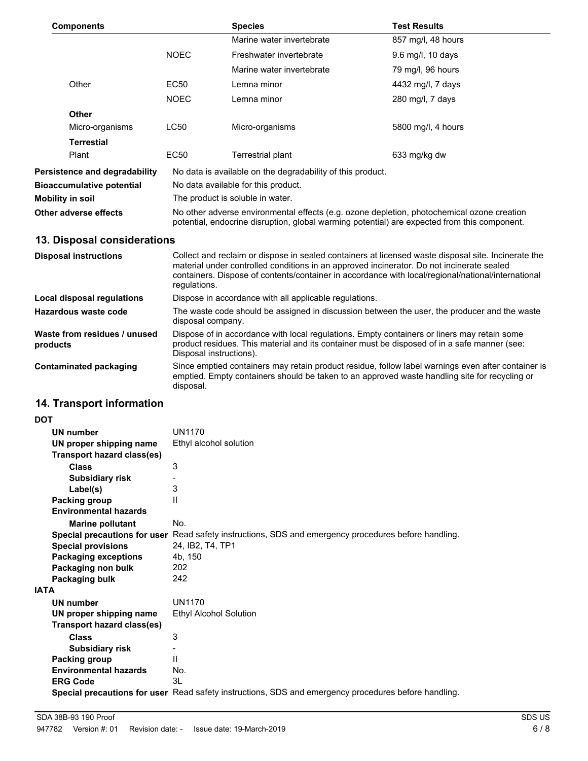| Components | | Species | Test Results |
|---|---|---|---|
| | | Marine water invertebrate | 857 mg/l, 48 hours |
| | NOEC | Freshwater invertebrate | 9.6 mg/l, 10 days |
| | | Marine water invertebrate | 79 mg/l, 96 hours |
| Other | EC50 | Lemna minor | 4432 mg/l, 7 days |
| | NOEC | Lemna minor | 280 mg/l, 7 days |
| **Other** | | | |
| Micro-organisms | LC50 | Micro-organisms | 5800 mg/l, 4 hours |
| **Terrestial** | | | |
| Plant | EC50 | Terrestrial plant | 633 mg/kg dw |

**Persistence and degradability** No data is available on the degradability of this product.

**Bioaccumulative potential** No data available for this product.

**Mobility in soil** The product is soluble in water.

**Other adverse effects** No other adverse environmental effects (e.g. ozone depletion, photochemical ozone creation potential, endocrine disruption, global warming potential) are expected from this component.

## 13. Disposal considerations

**Disposal instructions** Collect and reclaim or dispose in sealed containers at licensed waste disposal site. Incinerate the material under controlled conditions in an approved incinerator. Do not incinerate sealed containers. Dispose of contents/container in accordance with local/regional/national/international regulations.

**Local disposal regulations** Dispose in accordance with all applicable regulations.

**Hazardous waste code** The waste code should be assigned in discussion between the user, the producer and the waste disposal company.

**Waste from residues / unused products** Dispose of in accordance with local regulations. Empty containers or liners may retain some product residues. This material and its container must be disposed of in a safe manner (see: Disposal instructions).

**Contaminated packaging** Since emptied containers may retain product residue, follow label warnings even after container is emptied. Empty containers should be taken to an approved waste handling site for recycling or disposal.

## 14. Transport information

**DOT**

- **UN number** UN1170
- **UN proper shipping name** Ethyl alcohol solution
- **Transport hazard class(es)**
  - **Class** 3
  - **Subsidiary risk** -
  - **Label(s)** 3
- **Packing group** II
- **Environmental hazards**
  - **Marine pollutant** No.
- **Special precautions for user** Read safety instructions, SDS and emergency procedures before handling.
- **Special provisions** 24, IB2, T4, TP1
- **Packaging exceptions** 4b, 150
- **Packaging non bulk** 202
- **Packaging bulk** 242

**IATA**

- **UN number** UN1170
- **UN proper shipping name** Ethyl Alcohol Solution
- **Transport hazard class(es)**
  - **Class** 3
  - **Subsidiary risk** -
- **Packing group** II
- **Environmental hazards** No.
- **ERG Code** 3L
- **Special precautions for user** Read safety instructions, SDS and emergency procedures before handling.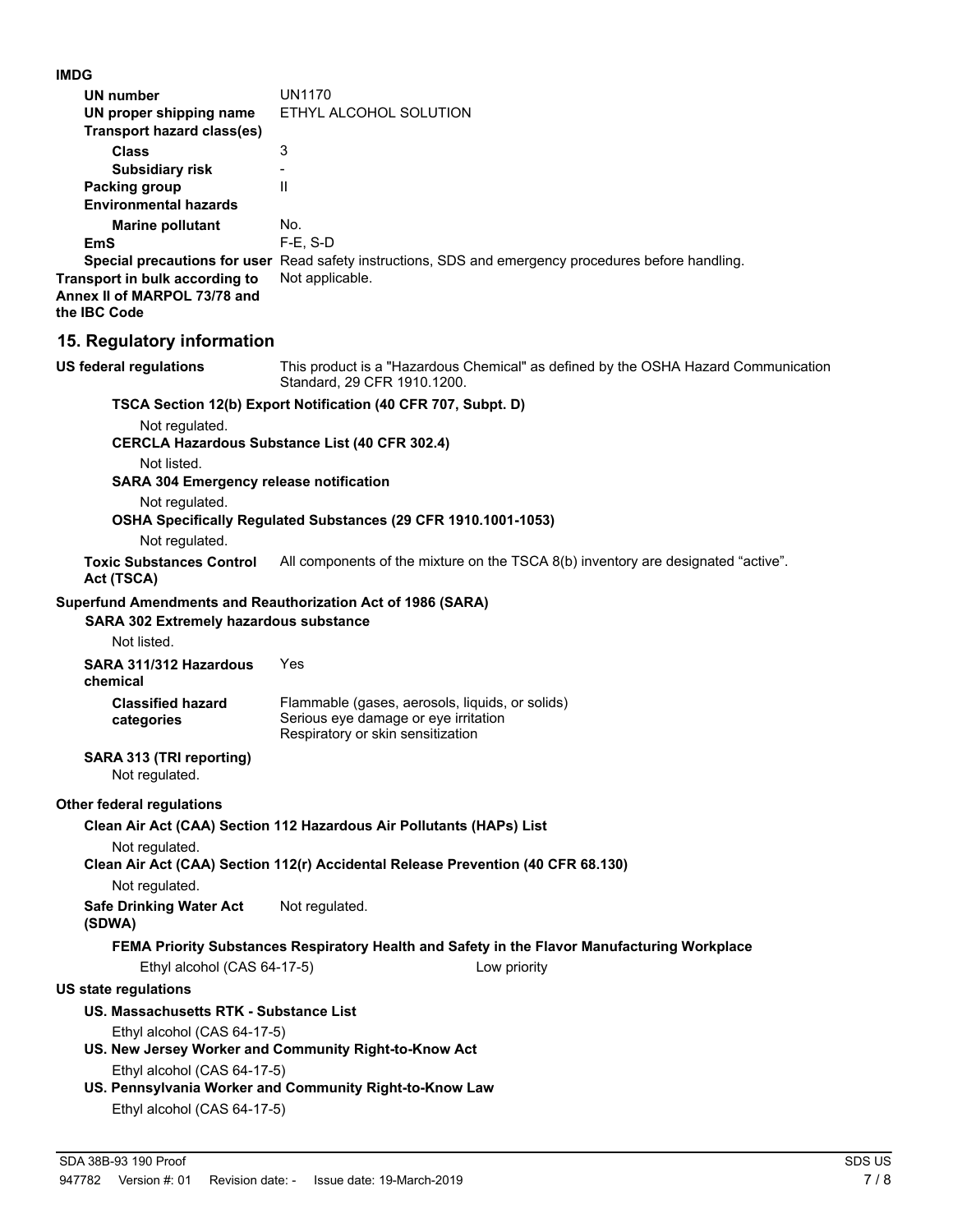**IMDG**

| | |
|---|---|
| **UN number** | UN1170 |
| **UN proper shipping name** | ETHYL ALCOHOL SOLUTION |
| **Transport hazard class(es)** | |
| **Class** | 3 |
| **Subsidiary risk** | - |
| **Packing group** | II |
| **Environmental hazards** | |
| **Marine pollutant** | No. |
| **EmS** | F-E, S-D |
| **Special precautions for user** | Read safety instructions, SDS and emergency procedures before handling. |
| **Transport in bulk according to Annex II of MARPOL 73/78 and the IBC Code** | Not applicable. |

## 15. Regulatory information

**US federal regulations** This product is a "Hazardous Chemical" as defined by the OSHA Hazard Communication Standard, 29 CFR 1910.1200.

**TSCA Section 12(b) Export Notification (40 CFR 707, Subpt. D)**

Not regulated.

**CERCLA Hazardous Substance List (40 CFR 302.4)**

Not listed.

**SARA 304 Emergency release notification**

Not regulated.

**OSHA Specifically Regulated Substances (29 CFR 1910.1001-1053)**

Not regulated.

**Toxic Substances Control Act (TSCA)** All components of the mixture on the TSCA 8(b) inventory are designated "active".

**Superfund Amendments and Reauthorization Act of 1986 (SARA)**

**SARA 302 Extremely hazardous substance**

Not listed.

**SARA 311/312 Hazardous chemical** Yes

**Classified hazard categories**
Flammable (gases, aerosols, liquids, or solids)
Serious eye damage or eye irritation
Respiratory or skin sensitization

**SARA 313 (TRI reporting)**

Not regulated.

**Other federal regulations**

**Clean Air Act (CAA) Section 112 Hazardous Air Pollutants (HAPs) List**

Not regulated.

**Clean Air Act (CAA) Section 112(r) Accidental Release Prevention (40 CFR 68.130)**

Not regulated.

**Safe Drinking Water Act (SDWA)** Not regulated.

**FEMA Priority Substances Respiratory Health and Safety in the Flavor Manufacturing Workplace**

| | |
|---|---|
| Ethyl alcohol (CAS 64-17-5) | Low priority |

**US state regulations**

**US. Massachusetts RTK - Substance List**

Ethyl alcohol (CAS 64-17-5)

**US. New Jersey Worker and Community Right-to-Know Act**

Ethyl alcohol (CAS 64-17-5)

**US. Pennsylvania Worker and Community Right-to-Know Law**

Ethyl alcohol (CAS 64-17-5)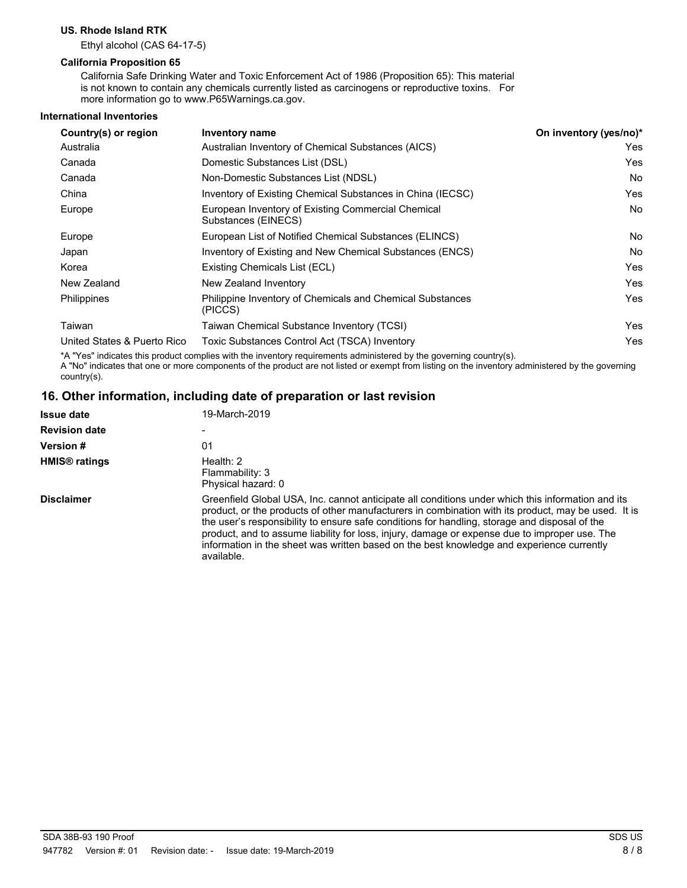**US. Rhode Island RTK**

Ethyl alcohol (CAS 64-17-5)

**California Proposition 65**

California Safe Drinking Water and Toxic Enforcement Act of 1986 (Proposition 65): This material is not known to contain any chemicals currently listed as carcinogens or reproductive toxins. For more information go to www.P65Warnings.ca.gov.

**International Inventories**

| Country(s) or region | Inventory name | On inventory (yes/no)* |
|---|---|---|
| Australia | Australian Inventory of Chemical Substances (AICS) | Yes |
| Canada | Domestic Substances List (DSL) | Yes |
| Canada | Non-Domestic Substances List (NDSL) | No |
| China | Inventory of Existing Chemical Substances in China (IECSC) | Yes |
| Europe | European Inventory of Existing Commercial Chemical Substances (EINECS) | No |
| Europe | European List of Notified Chemical Substances (ELINCS) | No |
| Japan | Inventory of Existing and New Chemical Substances (ENCS) | No |
| Korea | Existing Chemicals List (ECL) | Yes |
| New Zealand | New Zealand Inventory | Yes |
| Philippines | Philippine Inventory of Chemicals and Chemical Substances (PICCS) | Yes |
| Taiwan | Taiwan Chemical Substance Inventory (TCSI) | Yes |
| United States & Puerto Rico | Toxic Substances Control Act (TSCA) Inventory | Yes |

*A "Yes" indicates this product complies with the inventory requirements administered by the governing country(s).
A "No" indicates that one or more components of the product are not listed or exempt from listing on the inventory administered by the governing country(s).

## 16. Other information, including date of preparation or last revision

| | |
|---|---|
| **Issue date** | 19-March-2019 |
| **Revision date** | - |
| **Version #** | 01 |
| **HMIS® ratings** | Health: 2<br>Flammability: 3<br>Physical hazard: 0 |
| **Disclaimer** | Greenfield Global USA, Inc. cannot anticipate all conditions under which this information and its product, or the products of other manufacturers in combination with its product, may be used. It is the user's responsibility to ensure safe conditions for handling, storage and disposal of the product, and to assume liability for loss, injury, damage or expense due to improper use. The information in the sheet was written based on the best knowledge and experience currently available. |